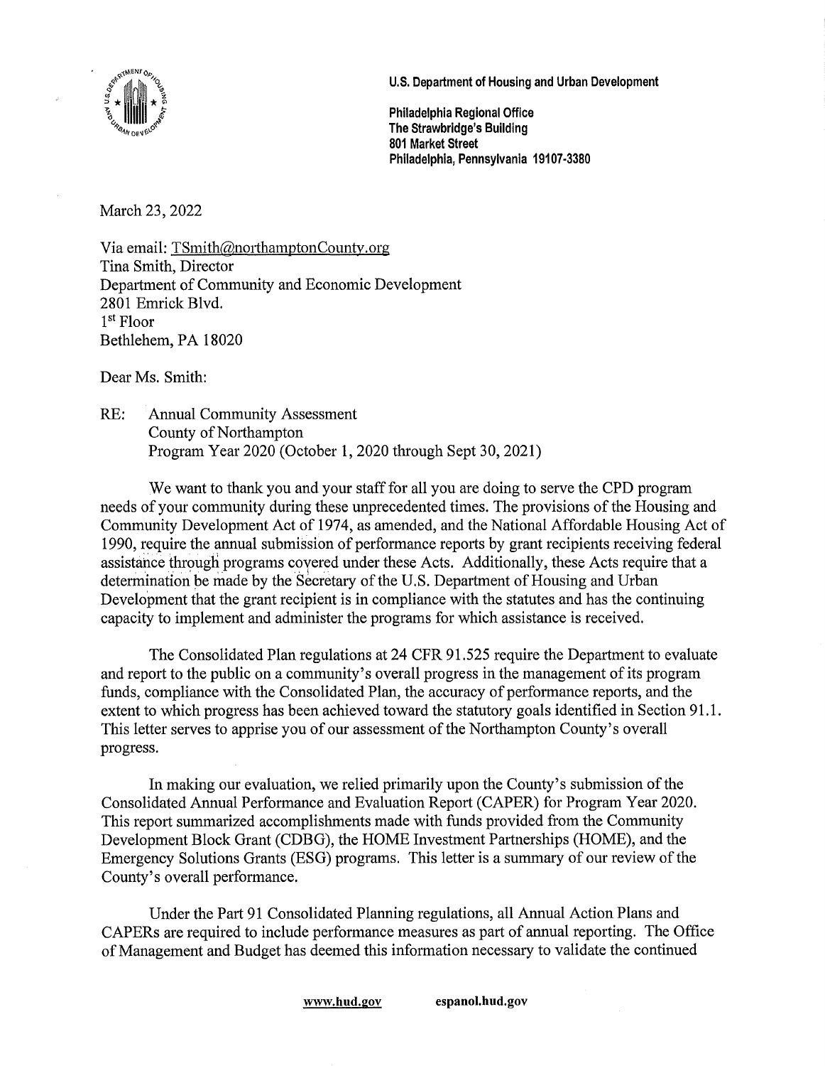**U.S. Department of Housing and Urban Development**

**Philadelphia Regional Office**
**The Strawbridge's Building**
**801 Market Street**
**Philadelphia, Pennsylvania 19107-3380**

March 23, 2022

Via email: TSmith@northamptonCounty.org
Tina Smith, Director
Department of Community and Economic Development
2801 Emrick Blvd.
1st Floor
Bethlehem, PA 18020

Dear Ms. Smith:

RE: Annual Community Assessment
County of Northampton
Program Year 2020 (October 1, 2020 through Sept 30, 2021)

We want to thank you and your staff for all you are doing to serve the CPD program needs of your community during these unprecedented times. The provisions of the Housing and Community Development Act of 1974, as amended, and the National Affordable Housing Act of 1990, require the annual submission of performance reports by grant recipients receiving federal assistance through programs covered under these Acts. Additionally, these Acts require that a determination be made by the Secretary of the U.S. Department of Housing and Urban Development that the grant recipient is in compliance with the statutes and has the continuing capacity to implement and administer the programs for which assistance is received.

The Consolidated Plan regulations at 24 CFR 91.525 require the Department to evaluate and report to the public on a community's overall progress in the management of its program funds, compliance with the Consolidated Plan, the accuracy of performance reports, and the extent to which progress has been achieved toward the statutory goals identified in Section 91.1. This letter serves to apprise you of our assessment of the Northampton County's overall progress.

In making our evaluation, we relied primarily upon the County's submission of the Consolidated Annual Performance and Evaluation Report (CAPER) for Program Year 2020. This report summarized accomplishments made with funds provided from the Community Development Block Grant (CDBG), the HOME Investment Partnerships (HOME), and the Emergency Solutions Grants (ESG) programs. This letter is a summary of our review of the County's overall performance.

Under the Part 91 Consolidated Planning regulations, all Annual Action Plans and CAPERs are required to include performance measures as part of annual reporting. The Office of Management and Budget has deemed this information necessary to validate the continued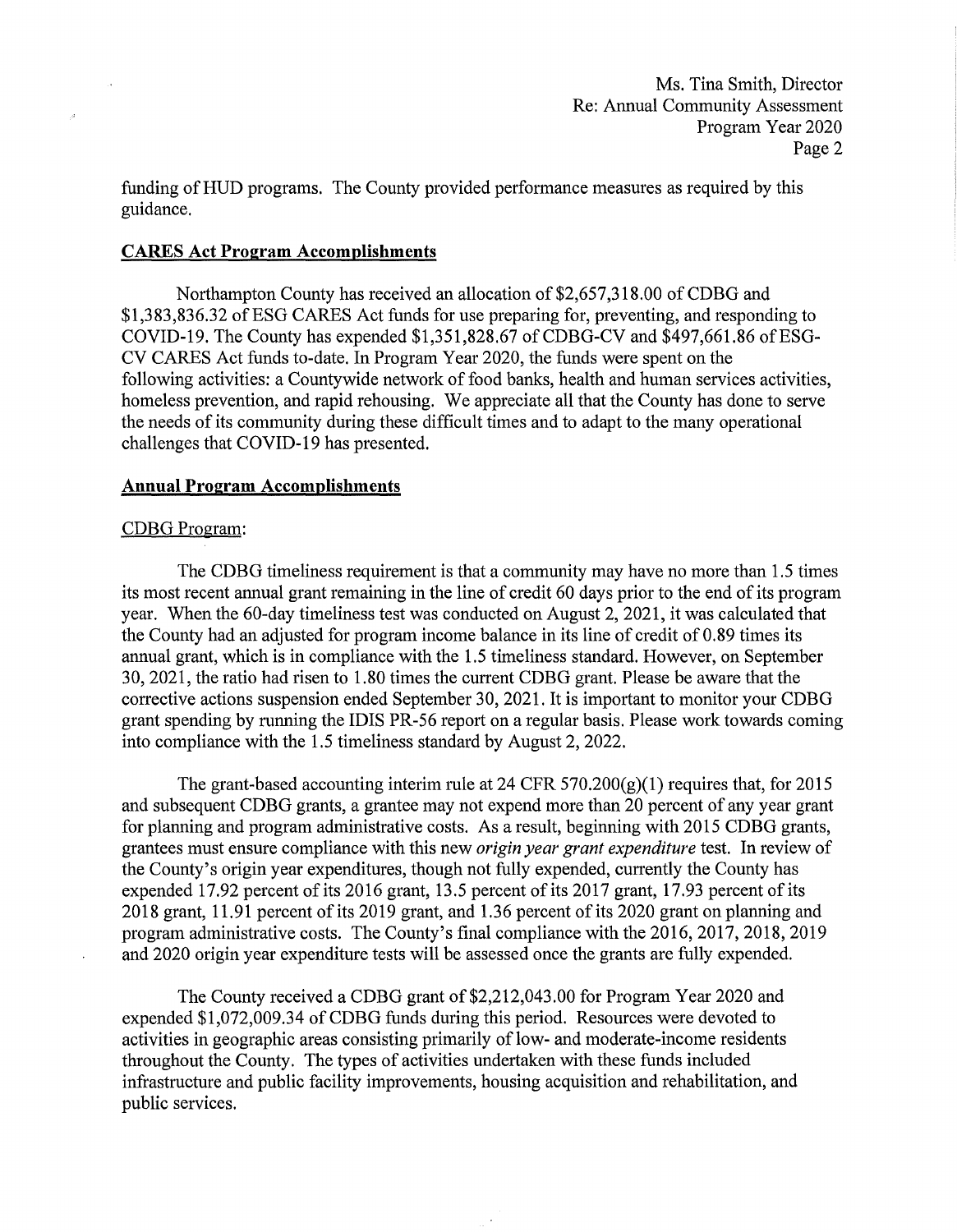funding of HUD programs. The County provided performance measures as required by this guidance.

## CARES Act Program Accomplishments

Northampton County has received an allocation of $2,657,318.00 of CDBG and $1,383,836.32 of ESG CARES Act funds for use preparing for, preventing, and responding to COVID-19. The County has expended $1,351,828.67 of CDBG-CV and $497,661.86 of ESG-CV CARES Act funds to-date. In Program Year 2020, the funds were spent on the following activities: a Countywide network of food banks, health and human services activities, homeless prevention, and rapid rehousing. We appreciate all that the County has done to serve the needs of its community during these difficult times and to adapt to the many operational challenges that COVID-19 has presented.

## Annual Program Accomplishments

### CDBG Program:

The CDBG timeliness requirement is that a community may have no more than 1.5 times its most recent annual grant remaining in the line of credit 60 days prior to the end of its program year. When the 60-day timeliness test was conducted on August 2, 2021, it was calculated that the County had an adjusted for program income balance in its line of credit of 0.89 times its annual grant, which is in compliance with the 1.5 timeliness standard. However, on September 30, 2021, the ratio had risen to 1.80 times the current CDBG grant. Please be aware that the corrective actions suspension ended September 30, 2021. It is important to monitor your CDBG grant spending by running the IDIS PR-56 report on a regular basis. Please work towards coming into compliance with the 1.5 timeliness standard by August 2, 2022.

The grant-based accounting interim rule at 24 CFR 570.200(g)(1) requires that, for 2015 and subsequent CDBG grants, a grantee may not expend more than 20 percent of any year grant for planning and program administrative costs. As a result, beginning with 2015 CDBG grants, grantees must ensure compliance with this new *origin year grant expenditure* test. In review of the County's origin year expenditures, though not fully expended, currently the County has expended 17.92 percent of its 2016 grant, 13.5 percent of its 2017 grant, 17.93 percent of its 2018 grant, 11.91 percent of its 2019 grant, and 1.36 percent of its 2020 grant on planning and program administrative costs. The County's final compliance with the 2016, 2017, 2018, 2019 and 2020 origin year expenditure tests will be assessed once the grants are fully expended.

The County received a CDBG grant of $2,212,043.00 for Program Year 2020 and expended $1,072,009.34 of CDBG funds during this period. Resources were devoted to activities in geographic areas consisting primarily of low- and moderate-income residents throughout the County. The types of activities undertaken with these funds included infrastructure and public facility improvements, housing acquisition and rehabilitation, and public services.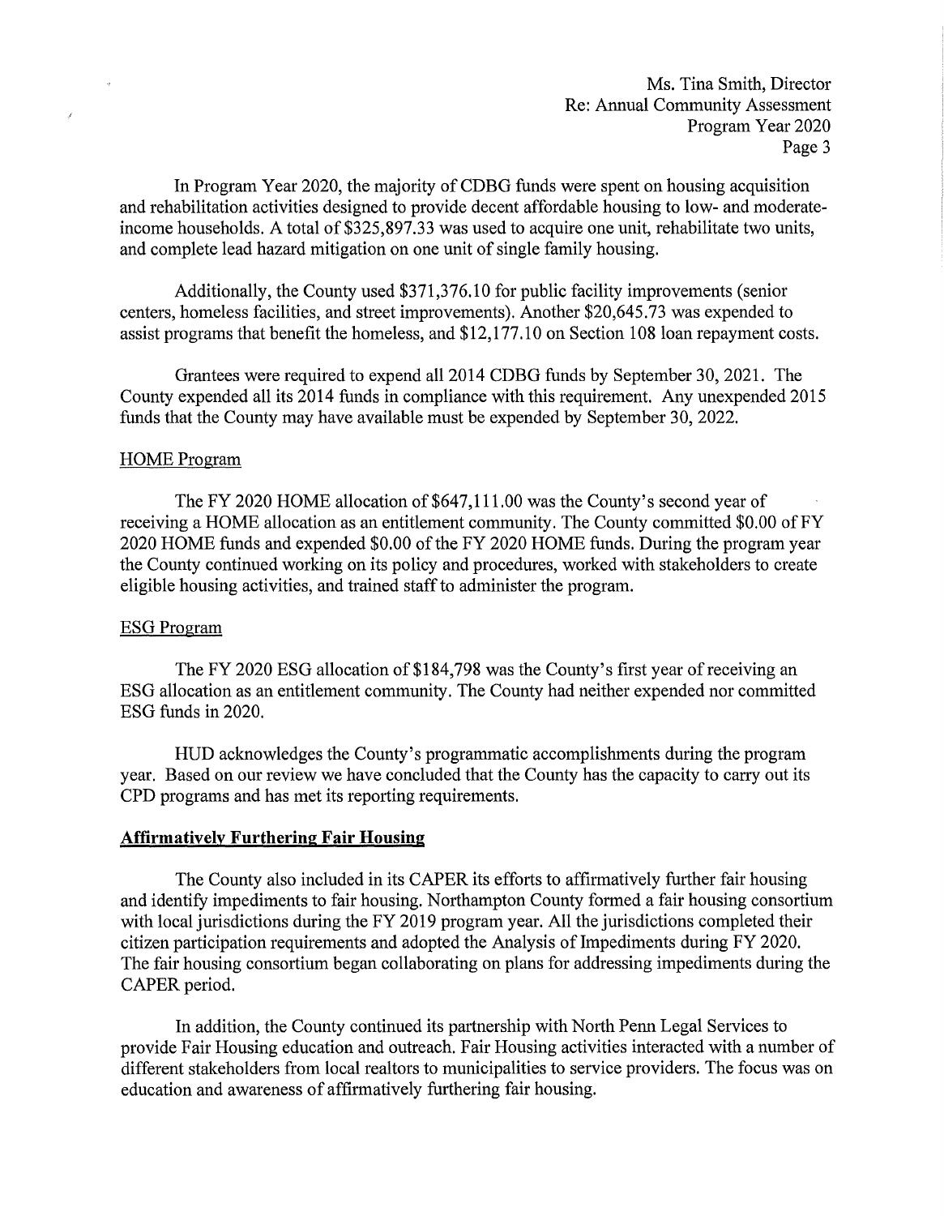In Program Year 2020, the majority of CDBG funds were spent on housing acquisition and rehabilitation activities designed to provide decent affordable housing to low- and moderate-income households. A total of $325,897.33 was used to acquire one unit, rehabilitate two units, and complete lead hazard mitigation on one unit of single family housing.

Additionally, the County used $371,376.10 for public facility improvements (senior centers, homeless facilities, and street improvements). Another $20,645.73 was expended to assist programs that benefit the homeless, and $12,177.10 on Section 108 loan repayment costs.

Grantees were required to expend all 2014 CDBG funds by September 30, 2021. The County expended all its 2014 funds in compliance with this requirement. Any unexpended 2015 funds that the County may have available must be expended by September 30, 2022.

HOME Program

The FY 2020 HOME allocation of $647,111.00 was the County's second year of receiving a HOME allocation as an entitlement community. The County committed $0.00 of FY 2020 HOME funds and expended $0.00 of the FY 2020 HOME funds. During the program year the County continued working on its policy and procedures, worked with stakeholders to create eligible housing activities, and trained staff to administer the program.

ESG Program

The FY 2020 ESG allocation of $184,798 was the County's first year of receiving an ESG allocation as an entitlement community. The County had neither expended nor committed ESG funds in 2020.

HUD acknowledges the County's programmatic accomplishments during the program year. Based on our review we have concluded that the County has the capacity to carry out its CPD programs and has met its reporting requirements.

**Affirmatively Furthering Fair Housing**

The County also included in its CAPER its efforts to affirmatively further fair housing and identify impediments to fair housing. Northampton County formed a fair housing consortium with local jurisdictions during the FY 2019 program year. All the jurisdictions completed their citizen participation requirements and adopted the Analysis of Impediments during FY 2020. The fair housing consortium began collaborating on plans for addressing impediments during the CAPER period.

In addition, the County continued its partnership with North Penn Legal Services to provide Fair Housing education and outreach. Fair Housing activities interacted with a number of different stakeholders from local realtors to municipalities to service providers. The focus was on education and awareness of affirmatively furthering fair housing.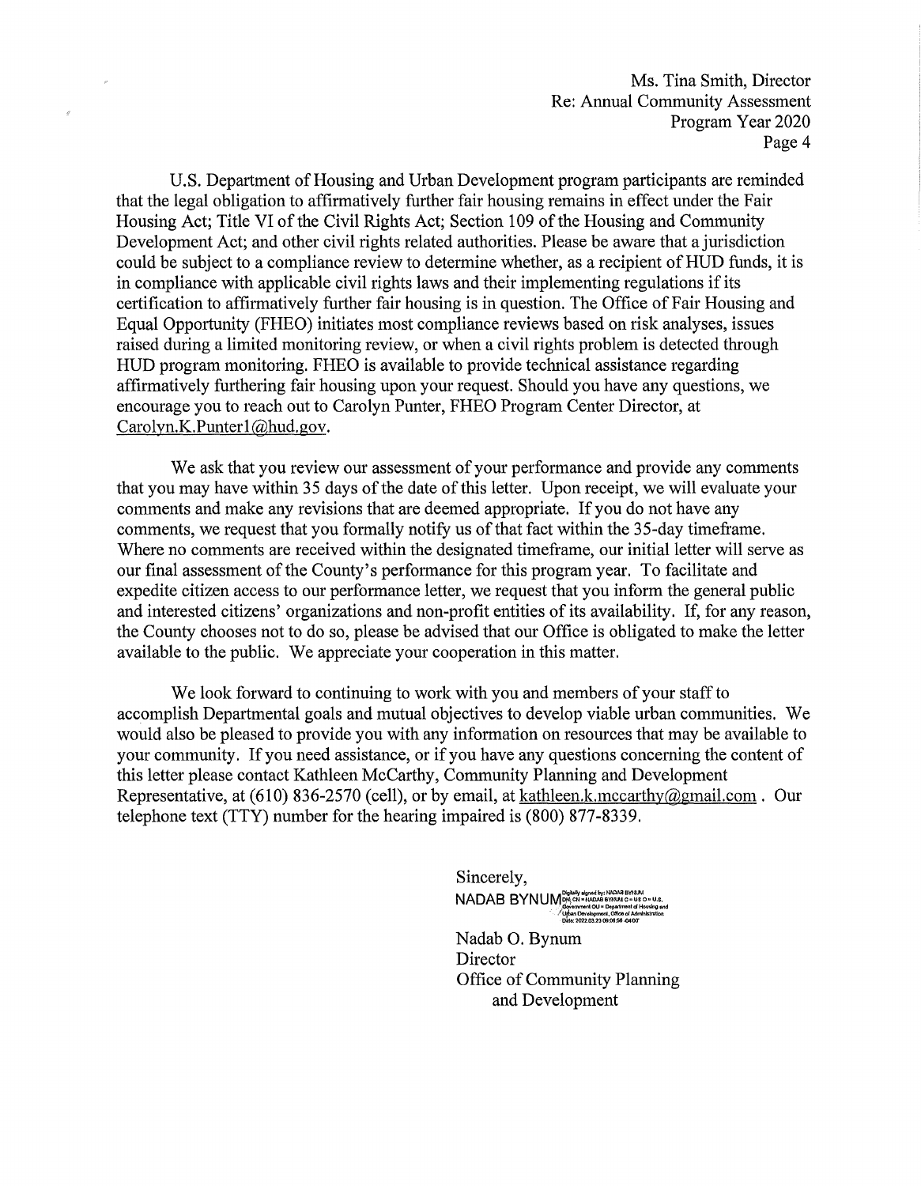U.S. Department of Housing and Urban Development program participants are reminded that the legal obligation to affirmatively further fair housing remains in effect under the Fair Housing Act; Title VI of the Civil Rights Act; Section 109 of the Housing and Community Development Act; and other civil rights related authorities. Please be aware that a jurisdiction could be subject to a compliance review to determine whether, as a recipient of HUD funds, it is in compliance with applicable civil rights laws and their implementing regulations if its certification to affirmatively further fair housing is in question. The Office of Fair Housing and Equal Opportunity (FHEO) initiates most compliance reviews based on risk analyses, issues raised during a limited monitoring review, or when a civil rights problem is detected through HUD program monitoring. FHEO is available to provide technical assistance regarding affirmatively furthering fair housing upon your request. Should you have any questions, we encourage you to reach out to Carolyn Punter, FHEO Program Center Director, at Carolyn.K.Punter1@hud.gov.

We ask that you review our assessment of your performance and provide any comments that you may have within 35 days of the date of this letter. Upon receipt, we will evaluate your comments and make any revisions that are deemed appropriate. If you do not have any comments, we request that you formally notify us of that fact within the 35-day timeframe. Where no comments are received within the designated timeframe, our initial letter will serve as our final assessment of the County's performance for this program year. To facilitate and expedite citizen access to our performance letter, we request that you inform the general public and interested citizens' organizations and non-profit entities of its availability. If, for any reason, the County chooses not to do so, please be advised that our Office is obligated to make the letter available to the public. We appreciate your cooperation in this matter.

We look forward to continuing to work with you and members of your staff to accomplish Departmental goals and mutual objectives to develop viable urban communities. We would also be pleased to provide you with any information on resources that may be available to your community. If you need assistance, or if you have any questions concerning the content of this letter please contact Kathleen McCarthy, Community Planning and Development Representative, at (610) 836-2570 (cell), or by email, at kathleen.k.mccarthy@gmail.com . Our telephone text (TTY) number for the hearing impaired is (800) 877-8339.

Sincerely,

NADAB BYNUM Digitally signed by: NADAB BYNUM DN: CN = NADAB BYNUM C = US O = U.S. Government OU = Department of Housing and Urban Development, Office of Administration Date: 2022.03.23 09:06:56 -04'00'

Nadab O. Bynum
Director
Office of Community Planning
and Development